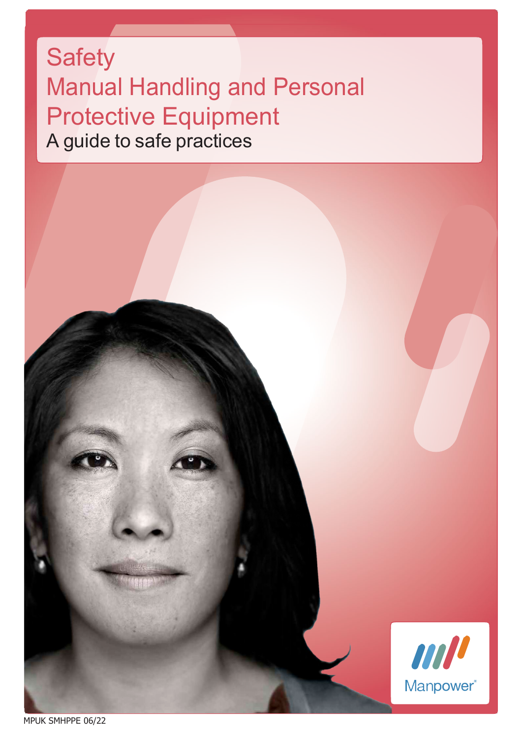# Safety
# Manual Handling and Personal Protective Equipment

A guide to safe practices

Manpower

MPUK SMHPPE 06/22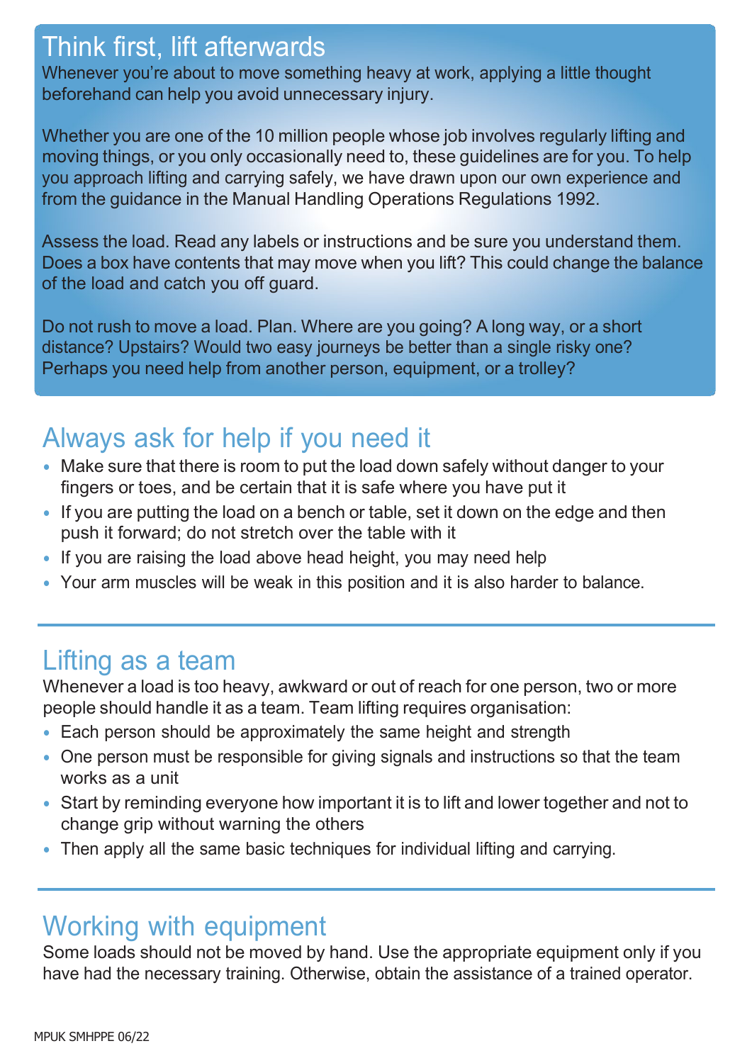## Think first, lift afterwards

Whenever you're about to move something heavy at work, applying a little thought beforehand can help you avoid unnecessary injury.

Whether you are one of the 10 million people whose job involves regularly lifting and moving things, or you only occasionally need to, these guidelines are for you. To help you approach lifting and carrying safely, we have drawn upon our own experience and from the guidance in the Manual Handling Operations Regulations 1992.

Assess the load. Read any labels or instructions and be sure you understand them. Does a box have contents that may move when you lift? This could change the balance of the load and catch you off guard.

Do not rush to move a load. Plan. Where are you going? A long way, or a short distance? Upstairs? Would two easy journeys be better than a single risky one? Perhaps you need help from another person, equipment, or a trolley?

## Always ask for help if you need it

- Make sure that there is room to put the load down safely without danger to your fingers or toes, and be certain that it is safe where you have put it
- If you are putting the load on a bench or table, set it down on the edge and then push it forward; do not stretch over the table with it
- If you are raising the load above head height, you may need help
- Your arm muscles will be weak in this position and it is also harder to balance.

## Lifting as a team

Whenever a load is too heavy, awkward or out of reach for one person, two or more people should handle it as a team. Team lifting requires organisation:

- Each person should be approximately the same height and strength
- One person must be responsible for giving signals and instructions so that the team works as a unit
- Start by reminding everyone how important it is to lift and lower together and not to change grip without warning the others
- Then apply all the same basic techniques for individual lifting and carrying.

## Working with equipment

Some loads should not be moved by hand. Use the appropriate equipment only if you have had the necessary training. Otherwise, obtain the assistance of a trained operator.

MPUK SMHPPE 06/22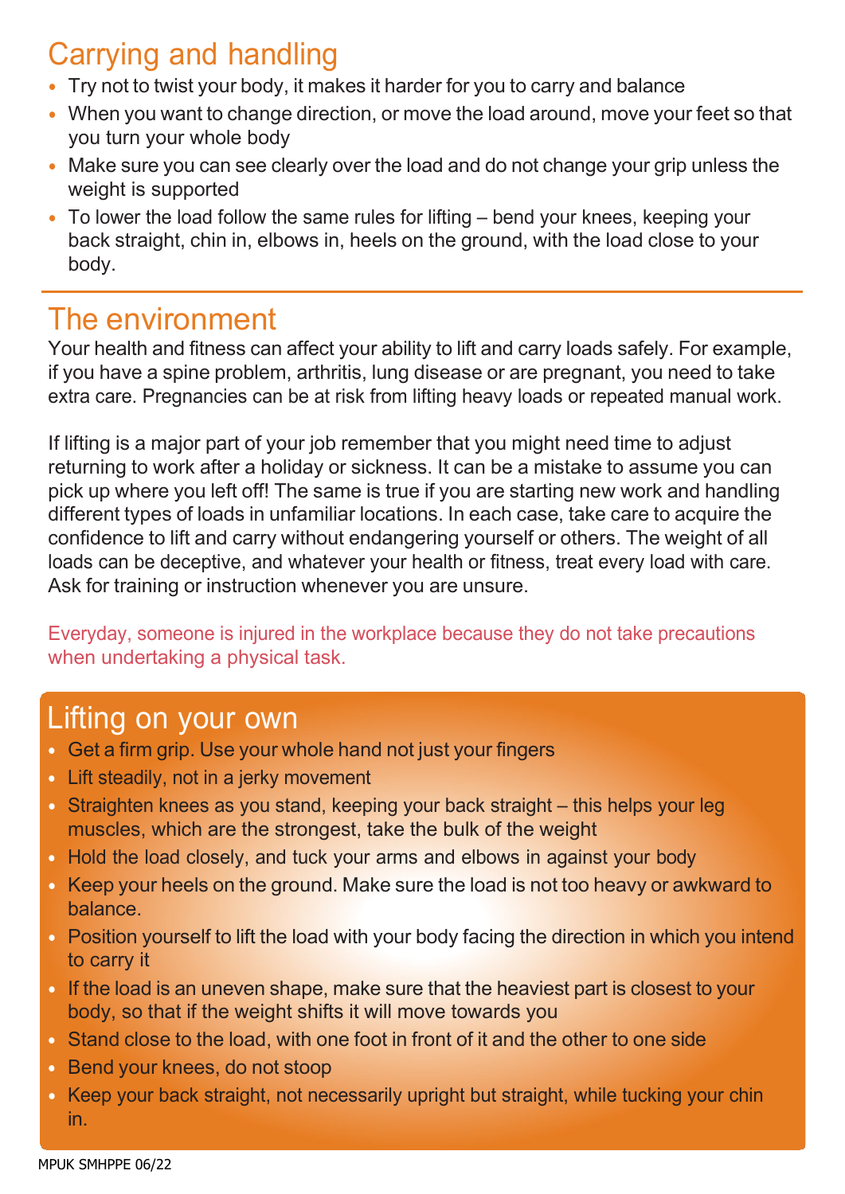## Carrying and handling

- Try not to twist your body, it makes it harder for you to carry and balance
- When you want to change direction, or move the load around, move your feet so that you turn your whole body
- Make sure you can see clearly over the load and do not change your grip unless the weight is supported
- To lower the load follow the same rules for lifting – bend your knees, keeping your back straight, chin in, elbows in, heels on the ground, with the load close to your body.

## The environment

Your health and fitness can affect your ability to lift and carry loads safely. For example, if you have a spine problem, arthritis, lung disease or are pregnant, you need to take extra care. Pregnancies can be at risk from lifting heavy loads or repeated manual work.

If lifting is a major part of your job remember that you might need time to adjust returning to work after a holiday or sickness. It can be a mistake to assume you can pick up where you left off! The same is true if you are starting new work and handling different types of loads in unfamiliar locations. In each case, take care to acquire the confidence to lift and carry without endangering yourself or others. The weight of all loads can be deceptive, and whatever your health or fitness, treat every load with care. Ask for training or instruction whenever you are unsure.

Everyday, someone is injured in the workplace because they do not take precautions when undertaking a physical task.

## Lifting on your own

- Get a firm grip. Use your whole hand not just your fingers
- Lift steadily, not in a jerky movement
- Straighten knees as you stand, keeping your back straight – this helps your leg muscles, which are the strongest, take the bulk of the weight
- Hold the load closely, and tuck your arms and elbows in against your body
- Keep your heels on the ground. Make sure the load is not too heavy or awkward to balance.
- Position yourself to lift the load with your body facing the direction in which you intend to carry it
- If the load is an uneven shape, make sure that the heaviest part is closest to your body, so that if the weight shifts it will move towards you
- Stand close to the load, with one foot in front of it and the other to one side
- Bend your knees, do not stoop
- Keep your back straight, not necessarily upright but straight, while tucking your chin in.

MPUK SMHPPE 06/22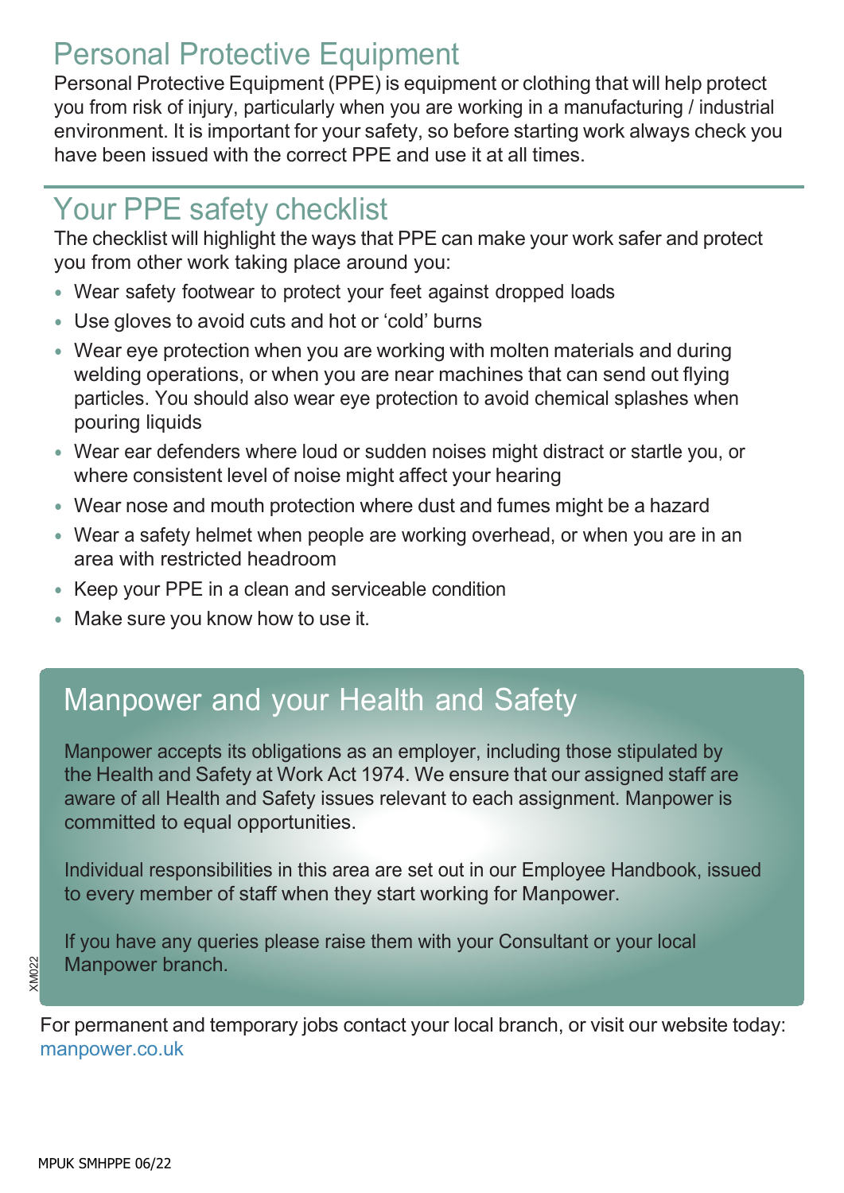## Personal Protective Equipment

Personal Protective Equipment (PPE) is equipment or clothing that will help protect you from risk of injury, particularly when you are working in a manufacturing / industrial environment. It is important for your safety, so before starting work always check you have been issued with the correct PPE and use it at all times.

## Your PPE safety checklist

The checklist will highlight the ways that PPE can make your work safer and protect you from other work taking place around you:

- Wear safety footwear to protect your feet against dropped loads
- Use gloves to avoid cuts and hot or 'cold' burns
- Wear eye protection when you are working with molten materials and during welding operations, or when you are near machines that can send out flying particles. You should also wear eye protection to avoid chemical splashes when pouring liquids
- Wear ear defenders where loud or sudden noises might distract or startle you, or where consistent level of noise might affect your hearing
- Wear nose and mouth protection where dust and fumes might be a hazard
- Wear a safety helmet when people are working overhead, or when you are in an area with restricted headroom
- Keep your PPE in a clean and serviceable condition
- Make sure you know how to use it.

## Manpower and your Health and Safety

Manpower accepts its obligations as an employer, including those stipulated by the Health and Safety at Work Act 1974. We ensure that our assigned staff are aware of all Health and Safety issues relevant to each assignment. Manpower is committed to equal opportunities.

Individual responsibilities in this area are set out in our Employee Handbook, issued to every member of staff when they start working for Manpower.

If you have any queries please raise them with your Consultant or your local Manpower branch.

XM022

For permanent and temporary jobs contact your local branch, or visit our website today: manpower.co.uk

MPUK SMHPPE 06/22